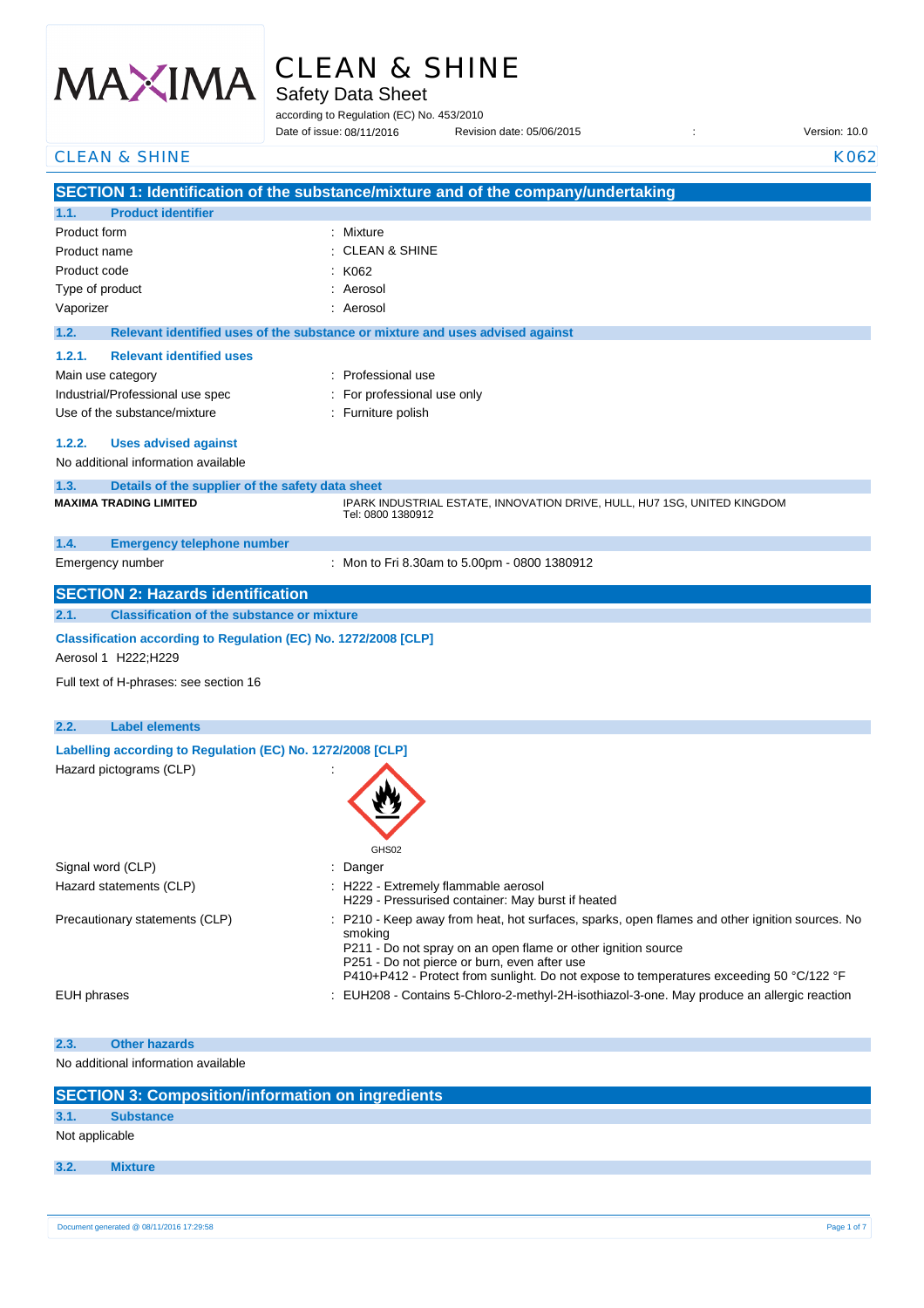# CLEAN & SHINE

## Safety Data Sheet

according to Regulation (EC) No. 453/2010

Date of issue: 08/11/2016 Revision date: 05/06/2015 : Version: 10.0

CLEAN & SHINE K062

## SECTION 1: Identification of the substance/mixture and of the company/undertaking

### 1.1. Product identifier

| | |
|---|---|
| Product form | : Mixture |
| Product name | : CLEAN & SHINE |
| Product code | : K062 |
| Type of product | : Aerosol |
| Vaporizer | : Aerosol |

### 1.2. Relevant identified uses of the substance or mixture and uses advised against

#### 1.2.1. Relevant identified uses

| | |
|---|---|
| Main use category | : Professional use |
| Industrial/Professional use spec | : For professional use only |
| Use of the substance/mixture | : Furniture polish |

#### 1.2.2. Uses advised against

No additional information available

### 1.3. Details of the supplier of the safety data sheet

**MAXIMA TRADING LIMITED**

IPARK INDUSTRIAL ESTATE, INNOVATION DRIVE, HULL, HU7 1SG, UNITED KINGDOM
Tel: 0800 1380912

### 1.4. Emergency telephone number

Emergency number : Mon to Fri 8.30am to 5.00pm - 0800 1380912

## SECTION 2: Hazards identification

### 2.1. Classification of the substance or mixture

**Classification according to Regulation (EC) No. 1272/2008 [CLP]**

Aerosol 1 H222;H229

Full text of H-phrases: see section 16

### 2.2. Label elements

**Labelling according to Regulation (EC) No. 1272/2008 [CLP]**

Hazard pictograms (CLP) :

GHS02

| | |
|---|---|
| Signal word (CLP) | : Danger |
| Hazard statements (CLP) | : H222 - Extremely flammable aerosol<br>H229 - Pressurised container: May burst if heated |
| Precautionary statements (CLP) | : P210 - Keep away from heat, hot surfaces, sparks, open flames and other ignition sources. No smoking<br>P211 - Do not spray on an open flame or other ignition source<br>P251 - Do not pierce or burn, even after use<br>P410+P412 - Protect from sunlight. Do not expose to temperatures exceeding 50 °C/122 °F |
| EUH phrases | : EUH208 - Contains 5-Chloro-2-methyl-2H-isothiazol-3-one. May produce an allergic reaction |

### 2.3. Other hazards

No additional information available

## SECTION 3: Composition/information on ingredients

### 3.1. Substance

Not applicable

### 3.2. Mixture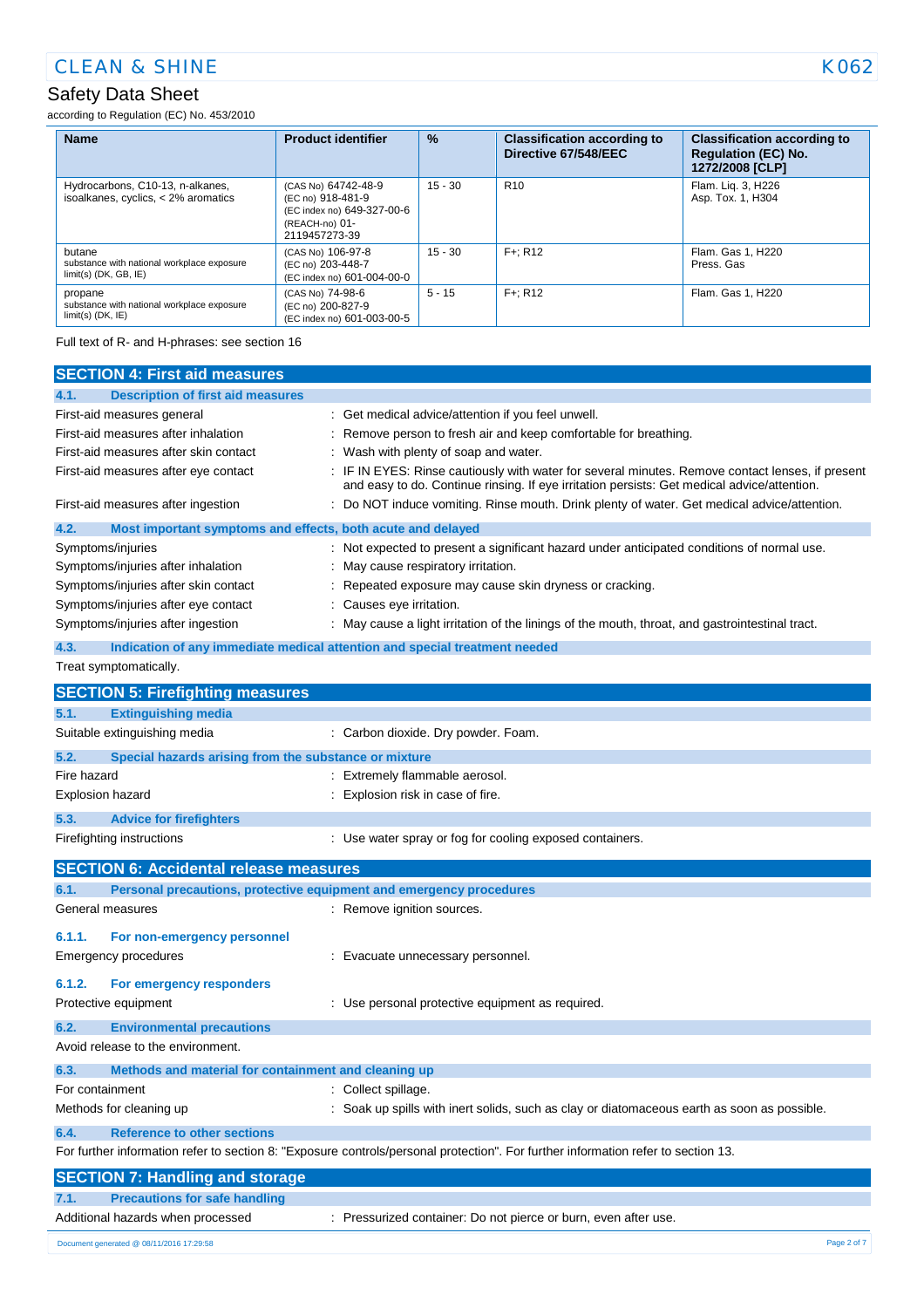| Name | Product identifier | % | Classification according to Directive 67/548/EEC | Classification according to Regulation (EC) No. 1272/2008 [CLP] |
|---|---|---|---|---|
| Hydrocarbons, C10-13, n-alkanes, isoalkanes, cyclics, < 2% aromatics | (CAS No) 64742-48-9<br>(EC no) 918-481-9<br>(EC index no) 649-327-00-6<br>(REACH-no) 01-2119457273-39 | 15 - 30 | R10 | Flam. Liq. 3, H226<br>Asp. Tox. 1, H304 |
| butane<br>substance with national workplace exposure limit(s) (DK, GB, IE) | (CAS No) 106-97-8<br>(EC no) 203-448-7<br>(EC index no) 601-004-00-0 | 15 - 30 | F+; R12 | Flam. Gas 1, H220<br>Press. Gas |
| propane<br>substance with national workplace exposure limit(s) (DK, IE) | (CAS No) 74-98-6<br>(EC no) 200-827-9<br>(EC index no) 601-003-00-5 | 5 - 15 | F+; R12 | Flam. Gas 1, H220 |

Full text of R- and H-phrases: see section 16

## SECTION 4: First aid measures

### 4.1. Description of first aid measures

First-aid measures general : Get medical advice/attention if you feel unwell.

First-aid measures after inhalation : Remove person to fresh air and keep comfortable for breathing.

First-aid measures after skin contact : Wash with plenty of soap and water.

First-aid measures after eye contact : IF IN EYES: Rinse cautiously with water for several minutes. Remove contact lenses, if present and easy to do. Continue rinsing. If eye irritation persists: Get medical advice/attention.

First-aid measures after ingestion : Do NOT induce vomiting. Rinse mouth. Drink plenty of water. Get medical advice/attention.

### 4.2. Most important symptoms and effects, both acute and delayed

Symptoms/injuries : Not expected to present a significant hazard under anticipated conditions of normal use.

Symptoms/injuries after inhalation : May cause respiratory irritation.

Symptoms/injuries after skin contact : Repeated exposure may cause skin dryness or cracking.

Symptoms/injuries after eye contact : Causes eye irritation.

Symptoms/injuries after ingestion : May cause a light irritation of the linings of the mouth, throat, and gastrointestinal tract.

### 4.3. Indication of any immediate medical attention and special treatment needed

Treat symptomatically.

## SECTION 5: Firefighting measures

### 5.1. Extinguishing media

Suitable extinguishing media : Carbon dioxide. Dry powder. Foam.

### 5.2. Special hazards arising from the substance or mixture

Fire hazard : Extremely flammable aerosol.

Explosion hazard : Explosion risk in case of fire.

### 5.3. Advice for firefighters

Firefighting instructions : Use water spray or fog for cooling exposed containers.

## SECTION 6: Accidental release measures

### 6.1. Personal precautions, protective equipment and emergency procedures

General measures : Remove ignition sources.

#### 6.1.1. For non-emergency personnel

Emergency procedures : Evacuate unnecessary personnel.

#### 6.1.2. For emergency responders

Protective equipment : Use personal protective equipment as required.

### 6.2. Environmental precautions

Avoid release to the environment.

### 6.3. Methods and material for containment and cleaning up

For containment : Collect spillage.

Methods for cleaning up : Soak up spills with inert solids, such as clay or diatomaceous earth as soon as possible.

### 6.4. Reference to other sections

For further information refer to section 8: "Exposure controls/personal protection". For further information refer to section 13.

## SECTION 7: Handling and storage

### 7.1. Precautions for safe handling

Additional hazards when processed : Pressurized container: Do not pierce or burn, even after use.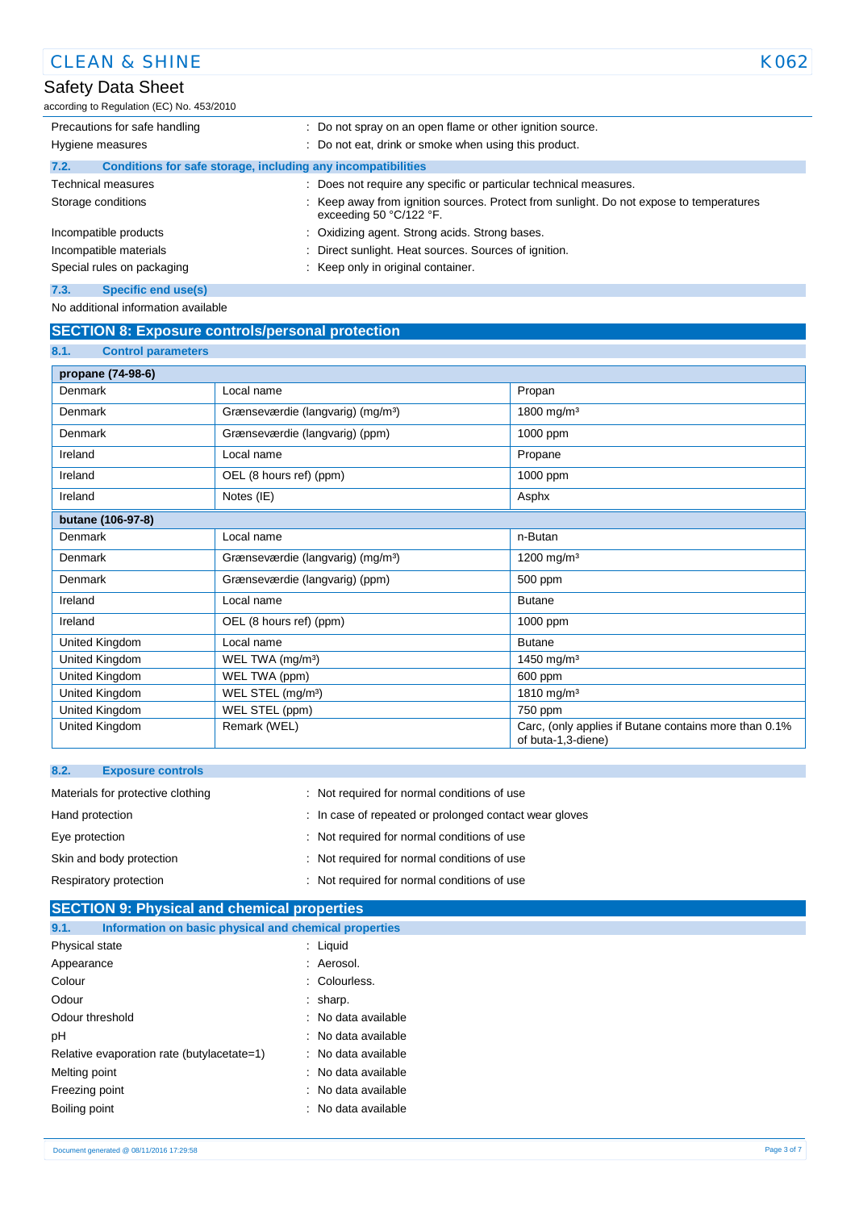| | |
|---|---|
| Precautions for safe handling | : Do not spray on an open flame or other ignition source. |
| Hygiene measures | : Do not eat, drink or smoke when using this product. |

### 7.2. Conditions for safe storage, including any incompatibilities

| | |
|---|---|
| Technical measures | : Does not require any specific or particular technical measures. |
| Storage conditions | : Keep away from ignition sources. Protect from sunlight. Do not expose to temperatures exceeding 50 °C/122 °F. |
| Incompatible products | : Oxidizing agent. Strong acids. Strong bases. |
| Incompatible materials | : Direct sunlight. Heat sources. Sources of ignition. |
| Special rules on packaging | : Keep only in original container. |

### 7.3. Specific end use(s)

No additional information available

## SECTION 8: Exposure controls/personal protection

### 8.1. Control parameters

| propane (74-98-6) | | |
|---|---|---|
| Denmark | Local name | Propan |
| Denmark | Grænseværdie (langvarig) (mg/m³) | 1800 mg/m³ |
| Denmark | Grænseværdie (langvarig) (ppm) | 1000 ppm |
| Ireland | Local name | Propane |
| Ireland | OEL (8 hours ref) (ppm) | 1000 ppm |
| Ireland | Notes (IE) | Asphx |

| butane (106-97-8) | | |
|---|---|---|
| Denmark | Local name | n-Butan |
| Denmark | Grænseværdie (langvarig) (mg/m³) | 1200 mg/m³ |
| Denmark | Grænseværdie (langvarig) (ppm) | 500 ppm |
| Ireland | Local name | Butane |
| Ireland | OEL (8 hours ref) (ppm) | 1000 ppm |
| United Kingdom | Local name | Butane |
| United Kingdom | WEL TWA (mg/m³) | 1450 mg/m³ |
| United Kingdom | WEL TWA (ppm) | 600 ppm |
| United Kingdom | WEL STEL (mg/m³) | 1810 mg/m³ |
| United Kingdom | WEL STEL (ppm) | 750 ppm |
| United Kingdom | Remark (WEL) | Carc, (only applies if Butane contains more than 0.1% of buta-1,3-diene) |

### 8.2. Exposure controls

| | |
|---|---|
| Materials for protective clothing | : Not required for normal conditions of use |
| Hand protection | : In case of repeated or prolonged contact wear gloves |
| Eye protection | : Not required for normal conditions of use |
| Skin and body protection | : Not required for normal conditions of use |
| Respiratory protection | : Not required for normal conditions of use |

## SECTION 9: Physical and chemical properties

### 9.1. Information on basic physical and chemical properties

| | |
|---|---|
| Physical state | : Liquid |
| Appearance | : Aerosol. |
| Colour | : Colourless. |
| Odour | : sharp. |
| Odour threshold | : No data available |
| pH | : No data available |
| Relative evaporation rate (butylacetate=1) | : No data available |
| Melting point | : No data available |
| Freezing point | : No data available |
| Boiling point | : No data available |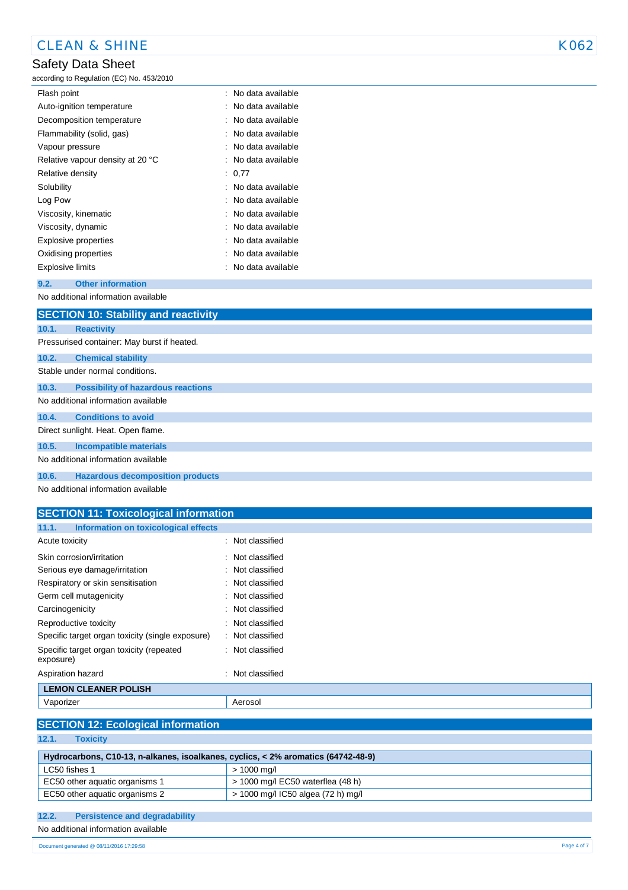| | |
|---|---|
| Flash point | : No data available |
| Auto-ignition temperature | : No data available |
| Decomposition temperature | : No data available |
| Flammability (solid, gas) | : No data available |
| Vapour pressure | : No data available |
| Relative vapour density at 20 °C | : No data available |
| Relative density | : 0,77 |
| Solubility | : No data available |
| Log Pow | : No data available |
| Viscosity, kinematic | : No data available |
| Viscosity, dynamic | : No data available |
| Explosive properties | : No data available |
| Oxidising properties | : No data available |
| Explosive limits | : No data available |

### 9.2. Other information

No additional information available

## SECTION 10: Stability and reactivity

### 10.1. Reactivity

Pressurised container: May burst if heated.

### 10.2. Chemical stability

Stable under normal conditions.

### 10.3. Possibility of hazardous reactions

No additional information available

### 10.4. Conditions to avoid

Direct sunlight. Heat. Open flame.

### 10.5. Incompatible materials

No additional information available

### 10.6. Hazardous decomposition products

No additional information available

## SECTION 11: Toxicological information

### 11.1. Information on toxicological effects

| | |
|---|---|
| Acute toxicity | : Not classified |
| Skin corrosion/irritation | : Not classified |
| Serious eye damage/irritation | : Not classified |
| Respiratory or skin sensitisation | : Not classified |
| Germ cell mutagenicity | : Not classified |
| Carcinogenicity | : Not classified |
| Reproductive toxicity | : Not classified |
| Specific target organ toxicity (single exposure) | : Not classified |
| Specific target organ toxicity (repeated exposure) | : Not classified |
| Aspiration hazard | : Not classified |

| LEMON CLEANER POLISH | |
|---|---|
| Vaporizer | Aerosol |

## SECTION 12: Ecological information

### 12.1. Toxicity

| Hydrocarbons, C10-13, n-alkanes, isoalkanes, cyclics, < 2% aromatics (64742-48-9) | |
|---|---|
| LC50 fishes 1 | > 1000 mg/l |
| EC50 other aquatic organisms 1 | > 1000 mg/l EC50 waterflea (48 h) |
| EC50 other aquatic organisms 2 | > 1000 mg/l IC50 algea (72 h) mg/l |

### 12.2. Persistence and degradability

No additional information available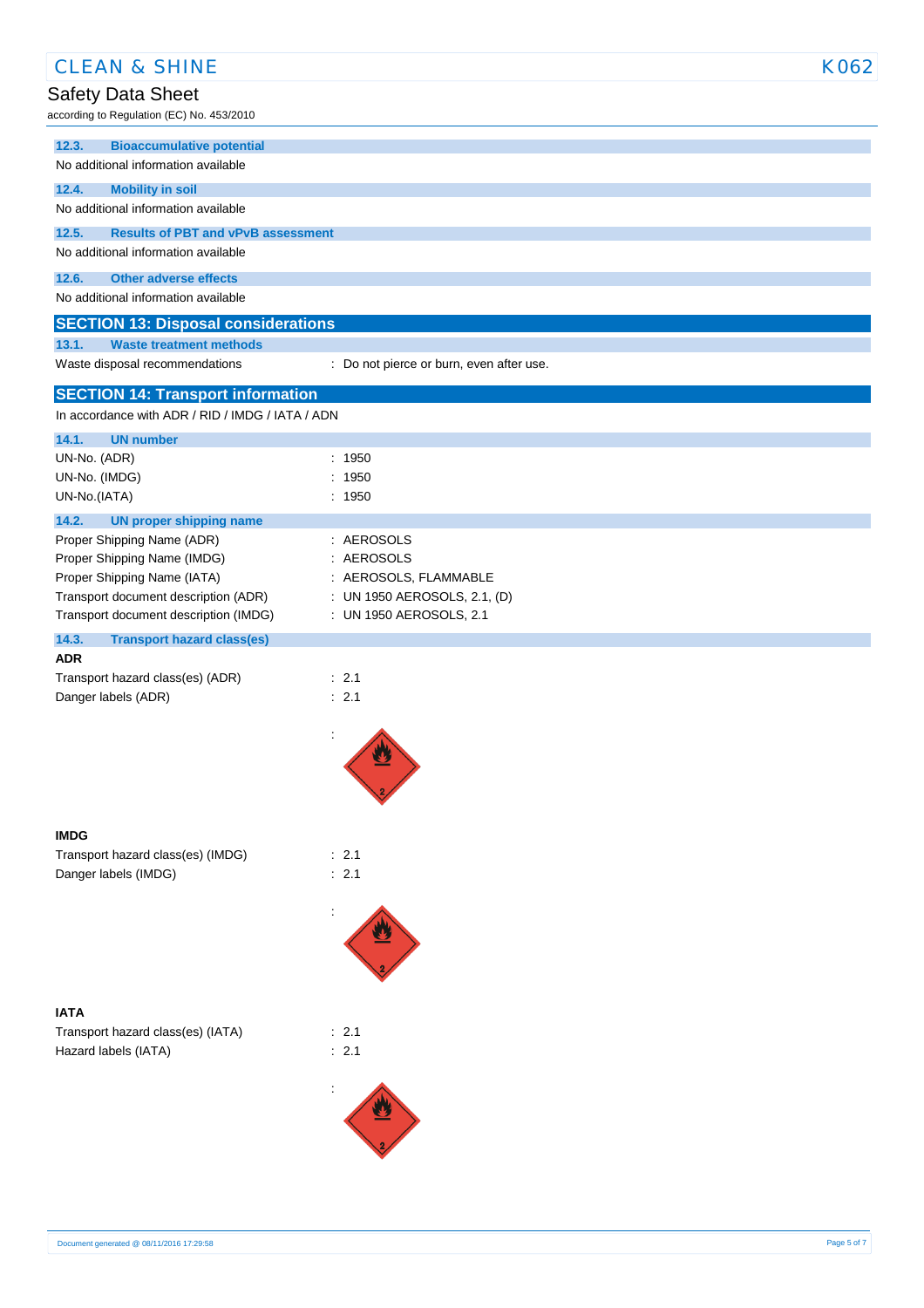### 12.3. Bioaccumulative potential

No additional information available

### 12.4. Mobility in soil

No additional information available

### 12.5. Results of PBT and vPvB assessment

No additional information available

### 12.6. Other adverse effects

No additional information available

## SECTION 13: Disposal considerations

### 13.1. Waste treatment methods

Waste disposal recommendations : Do not pierce or burn, even after use.

## SECTION 14: Transport information

In accordance with ADR / RID / IMDG / IATA / ADN

### 14.1. UN number

UN-No. (ADR) : 1950

UN-No. (IMDG) : 1950

UN-No.(IATA) : 1950

### 14.2. UN proper shipping name

Proper Shipping Name (ADR) : AEROSOLS

Proper Shipping Name (IMDG) : AEROSOLS

Proper Shipping Name (IATA) : AEROSOLS, FLAMMABLE

Transport document description (ADR) : UN 1950 AEROSOLS, 2.1, (D)

Transport document description (IMDG) : UN 1950 AEROSOLS, 2.1

### 14.3. Transport hazard class(es)

**ADR**

Transport hazard class(es) (ADR) : 2.1

Danger labels (ADR) : 2.1

:

**IMDG**

Transport hazard class(es) (IMDG) : 2.1

Danger labels (IMDG) : 2.1

:

**IATA**

Transport hazard class(es) (IATA) : 2.1

Hazard labels (IATA) : 2.1

: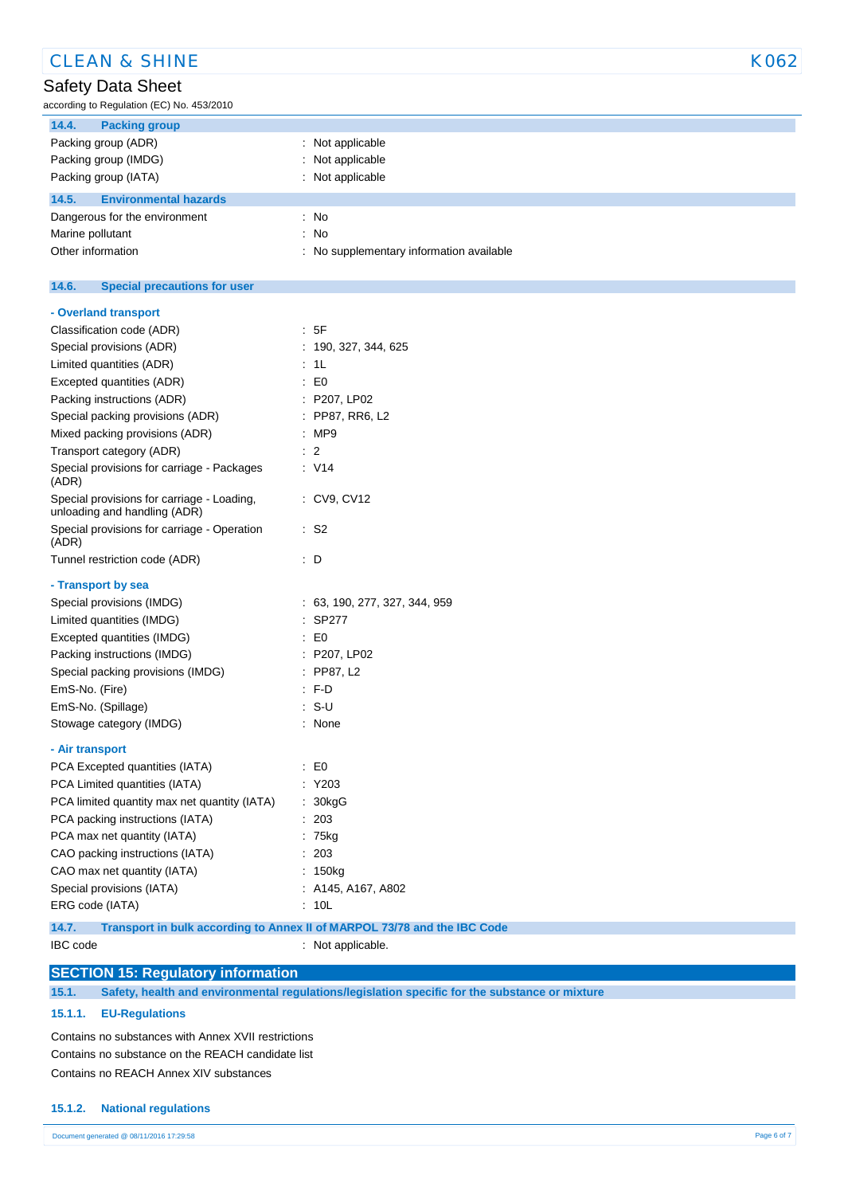### 14.4. Packing group

| | |
|---|---|
| Packing group (ADR) | : Not applicable |
| Packing group (IMDG) | : Not applicable |
| Packing group (IATA) | : Not applicable |

### 14.5. Environmental hazards

| | |
|---|---|
| Dangerous for the environment | : No |
| Marine pollutant | : No |
| Other information | : No supplementary information available |

### 14.6. Special precautions for user

**- Overland transport**

| | |
|---|---|
| Classification code (ADR) | : 5F |
| Special provisions (ADR) | : 190, 327, 344, 625 |
| Limited quantities (ADR) | : 1L |
| Excepted quantities (ADR) | : E0 |
| Packing instructions (ADR) | : P207, LP02 |
| Special packing provisions (ADR) | : PP87, RR6, L2 |
| Mixed packing provisions (ADR) | : MP9 |
| Transport category (ADR) | : 2 |
| Special provisions for carriage - Packages (ADR) | : V14 |
| Special provisions for carriage - Loading, unloading and handling (ADR) | : CV9, CV12 |
| Special provisions for carriage - Operation (ADR) | : S2 |
| Tunnel restriction code (ADR) | : D |

**- Transport by sea**

| | |
|---|---|
| Special provisions (IMDG) | : 63, 190, 277, 327, 344, 959 |
| Limited quantities (IMDG) | : SP277 |
| Excepted quantities (IMDG) | : E0 |
| Packing instructions (IMDG) | : P207, LP02 |
| Special packing provisions (IMDG) | : PP87, L2 |
| EmS-No. (Fire) | : F-D |
| EmS-No. (Spillage) | : S-U |
| Stowage category (IMDG) | : None |

**- Air transport**

| | |
|---|---|
| PCA Excepted quantities (IATA) | : E0 |
| PCA Limited quantities (IATA) | : Y203 |
| PCA limited quantity max net quantity (IATA) | : 30kgG |
| PCA packing instructions (IATA) | : 203 |
| PCA max net quantity (IATA) | : 75kg |
| CAO packing instructions (IATA) | : 203 |
| CAO max net quantity (IATA) | : 150kg |
| Special provisions (IATA) | : A145, A167, A802 |
| ERG code (IATA) | : 10L |

### 14.7. Transport in bulk according to Annex II of MARPOL 73/78 and the IBC Code

| | |
|---|---|
| IBC code | : Not applicable. |

## SECTION 15: Regulatory information

### 15.1. Safety, health and environmental regulations/legislation specific for the substance or mixture

#### 15.1.1. EU-Regulations

Contains no substances with Annex XVII restrictions

Contains no substance on the REACH candidate list

Contains no REACH Annex XIV substances

#### 15.1.2. National regulations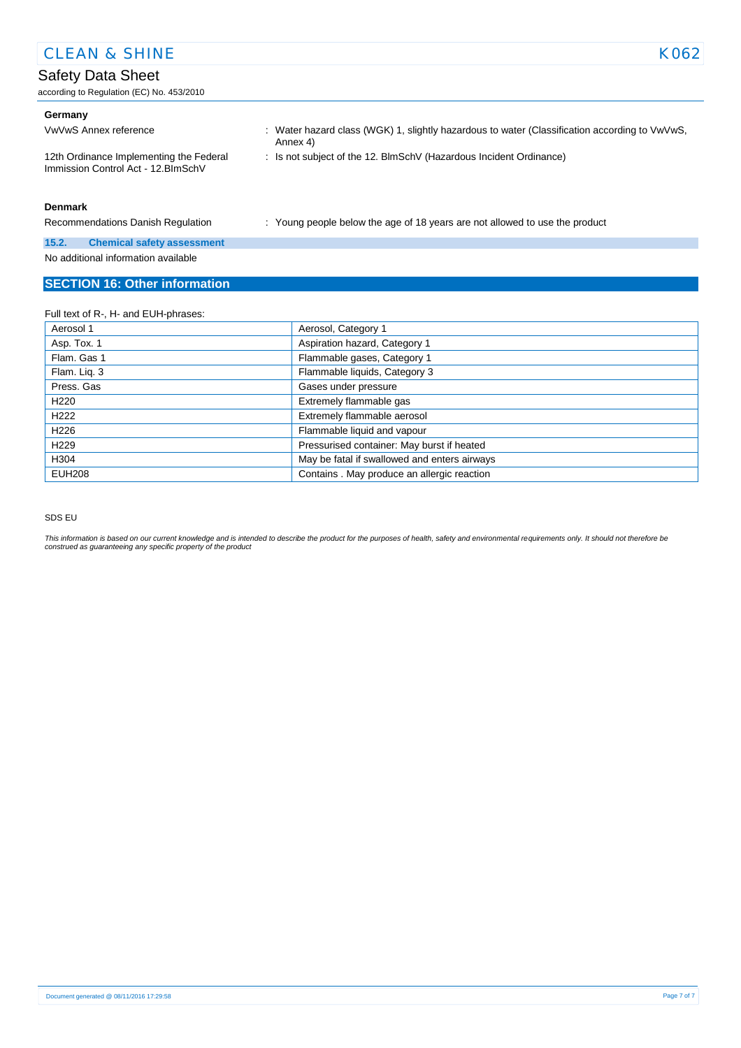**Germany**

VwVwS Annex reference : Water hazard class (WGK) 1, slightly hazardous to water (Classification according to VwVwS, Annex 4)

12th Ordinance Implementing the Federal Immission Control Act - 12.BImSchV : Is not subject of the 12. BlmSchV (Hazardous Incident Ordinance)

**Denmark**

Recommendations Danish Regulation : Young people below the age of 18 years are not allowed to use the product

### 15.2. Chemical safety assessment

No additional information available

## SECTION 16: Other information

Full text of R-, H- and EUH-phrases:

| | |
|---|---|
| Aerosol 1 | Aerosol, Category 1 |
| Asp. Tox. 1 | Aspiration hazard, Category 1 |
| Flam. Gas 1 | Flammable gases, Category 1 |
| Flam. Liq. 3 | Flammable liquids, Category 3 |
| Press. Gas | Gases under pressure |
| H220 | Extremely flammable gas |
| H222 | Extremely flammable aerosol |
| H226 | Flammable liquid and vapour |
| H229 | Pressurised container: May burst if heated |
| H304 | May be fatal if swallowed and enters airways |
| EUH208 | Contains . May produce an allergic reaction |

SDS EU

*This information is based on our current knowledge and is intended to describe the product for the purposes of health, safety and environmental requirements only. It should not therefore be construed as guaranteeing any specific property of the product*